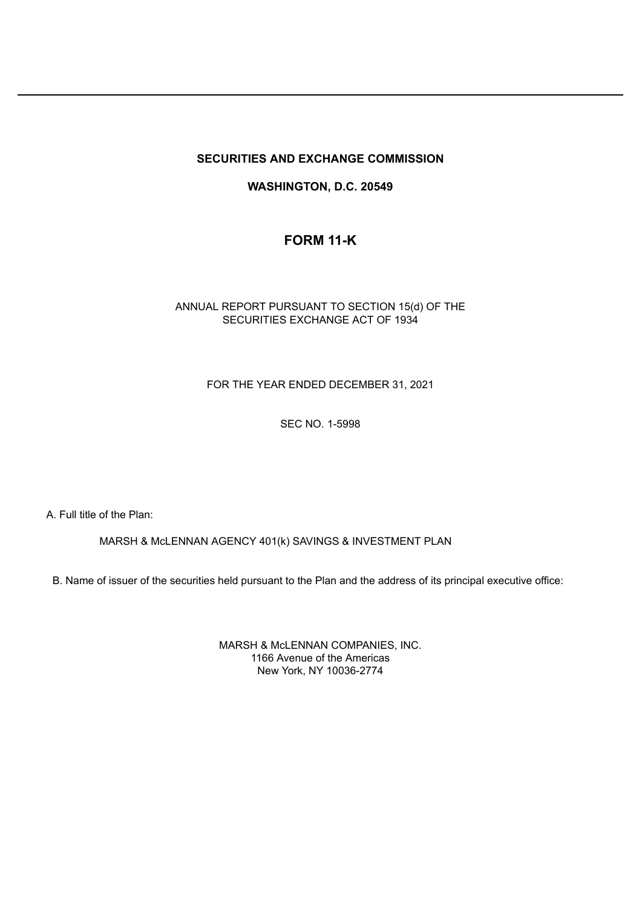---

**SECURITIES AND EXCHANGE COMMISSION**

**WASHINGTON, D.C. 20549**

# FORM 11-K

ANNUAL REPORT PURSUANT TO SECTION 15(d) OF THE
SECURITIES EXCHANGE ACT OF 1934

FOR THE YEAR ENDED DECEMBER 31, 2021

SEC NO. 1-5998

A. Full title of the Plan:

MARSH & McLENNAN AGENCY 401(k) SAVINGS & INVESTMENT PLAN

B. Name of issuer of the securities held pursuant to the Plan and the address of its principal executive office:

MARSH & McLENNAN COMPANIES, INC.
1166 Avenue of the Americas
New York, NY 10036-2774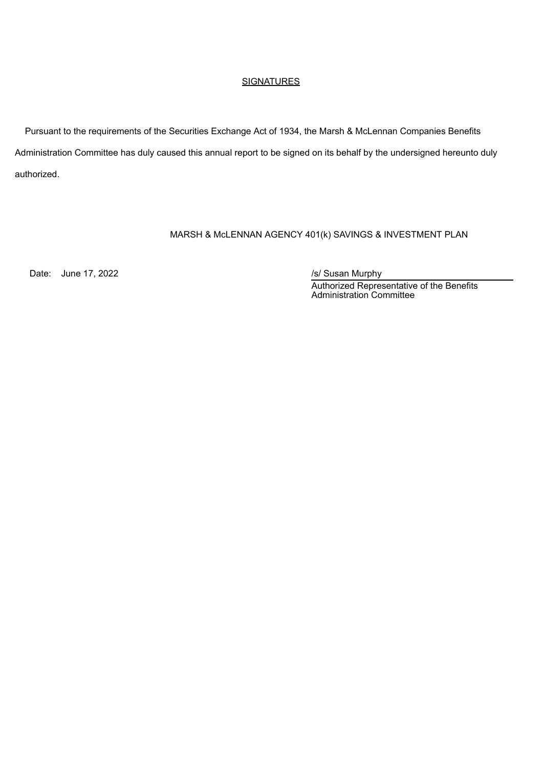## SIGNATURES

Pursuant to the requirements of the Securities Exchange Act of 1934, the Marsh & McLennan Companies Benefits Administration Committee has duly caused this annual report to be signed on its behalf by the undersigned hereunto duly authorized.

MARSH & McLENNAN AGENCY 401(k) SAVINGS & INVESTMENT PLAN

Date: June 17, 2022

/s/ Susan Murphy

Authorized Representative of the Benefits Administration Committee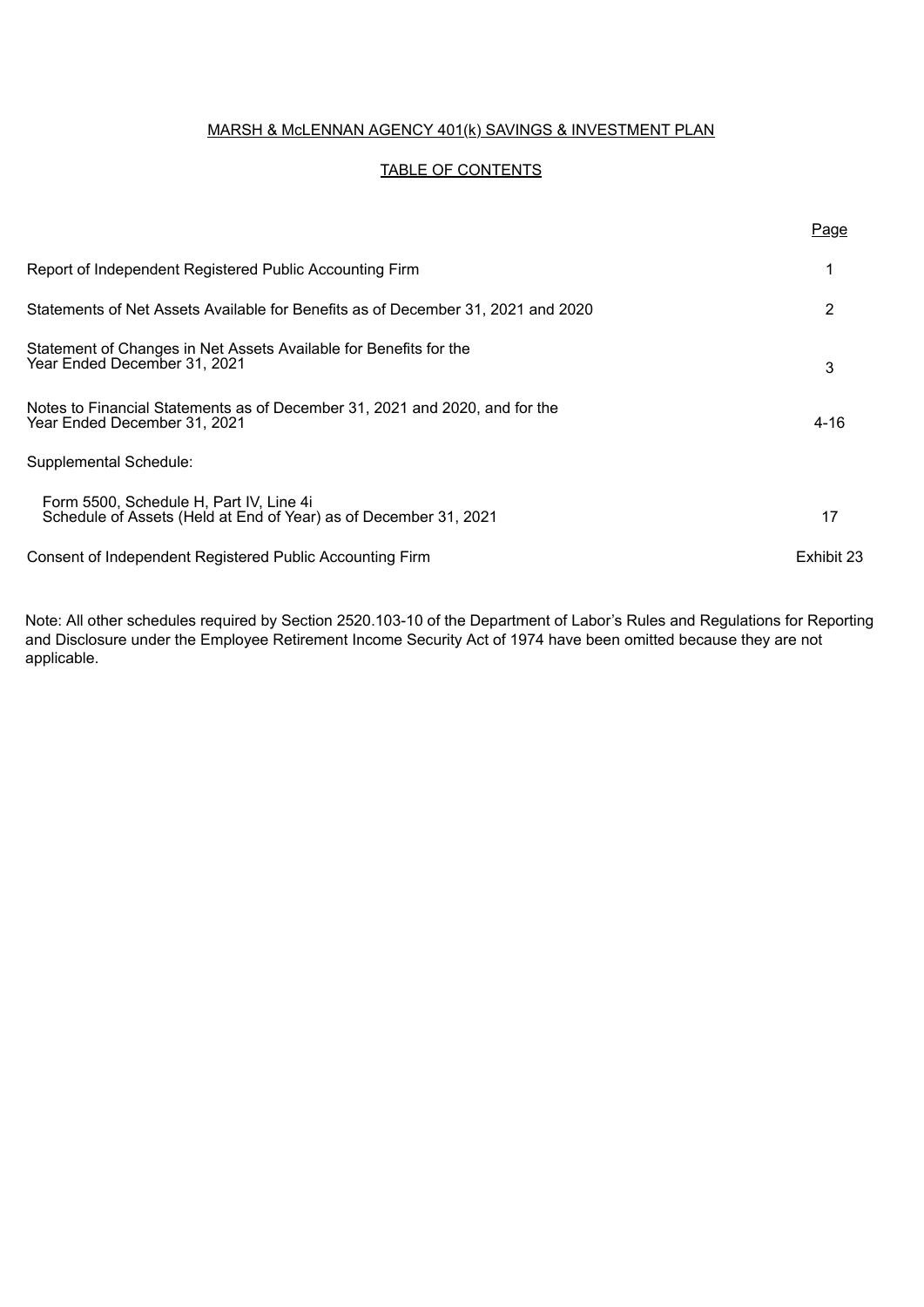# MARSH & McLENNAN AGENCY 401(k) SAVINGS & INVESTMENT PLAN

## TABLE OF CONTENTS

| | Page |
|---|---|
| Report of Independent Registered Public Accounting Firm | 1 |
| Statements of Net Assets Available for Benefits as of December 31, 2021 and 2020 | 2 |
| Statement of Changes in Net Assets Available for Benefits for the Year Ended December 31, 2021 | 3 |
| Notes to Financial Statements as of December 31, 2021 and 2020, and for the Year Ended December 31, 2021 | 4-16 |
| Supplemental Schedule: | |
| Form 5500, Schedule H, Part IV, Line 4i Schedule of Assets (Held at End of Year) as of December 31, 2021 | 17 |
| Consent of Independent Registered Public Accounting Firm | Exhibit 23 |

Note: All other schedules required by Section 2520.103-10 of the Department of Labor's Rules and Regulations for Reporting and Disclosure under the Employee Retirement Income Security Act of 1974 have been omitted because they are not applicable.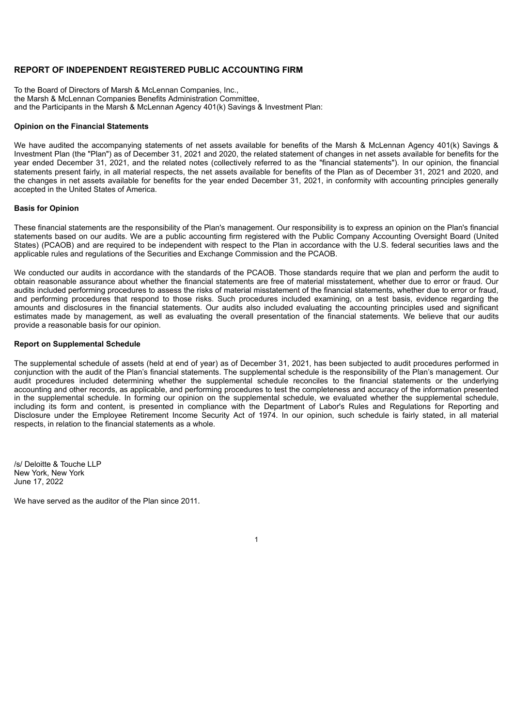## REPORT OF INDEPENDENT REGISTERED PUBLIC ACCOUNTING FIRM

To the Board of Directors of Marsh & McLennan Companies, Inc.,
the Marsh & McLennan Companies Benefits Administration Committee,
and the Participants in the Marsh & McLennan Agency 401(k) Savings & Investment Plan:

### Opinion on the Financial Statements

We have audited the accompanying statements of net assets available for benefits of the Marsh & McLennan Agency 401(k) Savings & Investment Plan (the "Plan") as of December 31, 2021 and 2020, the related statement of changes in net assets available for benefits for the year ended December 31, 2021, and the related notes (collectively referred to as the "financial statements"). In our opinion, the financial statements present fairly, in all material respects, the net assets available for benefits of the Plan as of December 31, 2021 and 2020, and the changes in net assets available for benefits for the year ended December 31, 2021, in conformity with accounting principles generally accepted in the United States of America.

### Basis for Opinion

These financial statements are the responsibility of the Plan's management. Our responsibility is to express an opinion on the Plan's financial statements based on our audits. We are a public accounting firm registered with the Public Company Accounting Oversight Board (United States) (PCAOB) and are required to be independent with respect to the Plan in accordance with the U.S. federal securities laws and the applicable rules and regulations of the Securities and Exchange Commission and the PCAOB.

We conducted our audits in accordance with the standards of the PCAOB. Those standards require that we plan and perform the audit to obtain reasonable assurance about whether the financial statements are free of material misstatement, whether due to error or fraud. Our audits included performing procedures to assess the risks of material misstatement of the financial statements, whether due to error or fraud, and performing procedures that respond to those risks. Such procedures included examining, on a test basis, evidence regarding the amounts and disclosures in the financial statements. Our audits also included evaluating the accounting principles used and significant estimates made by management, as well as evaluating the overall presentation of the financial statements. We believe that our audits provide a reasonable basis for our opinion.

### Report on Supplemental Schedule

The supplemental schedule of assets (held at end of year) as of December 31, 2021, has been subjected to audit procedures performed in conjunction with the audit of the Plan's financial statements. The supplemental schedule is the responsibility of the Plan's management. Our audit procedures included determining whether the supplemental schedule reconciles to the financial statements or the underlying accounting and other records, as applicable, and performing procedures to test the completeness and accuracy of the information presented in the supplemental schedule. In forming our opinion on the supplemental schedule, we evaluated whether the supplemental schedule, including its form and content, is presented in compliance with the Department of Labor's Rules and Regulations for Reporting and Disclosure under the Employee Retirement Income Security Act of 1974. In our opinion, such schedule is fairly stated, in all material respects, in relation to the financial statements as a whole.

/s/ Deloitte & Touche LLP
New York, New York
June 17, 2022

We have served as the auditor of the Plan since 2011.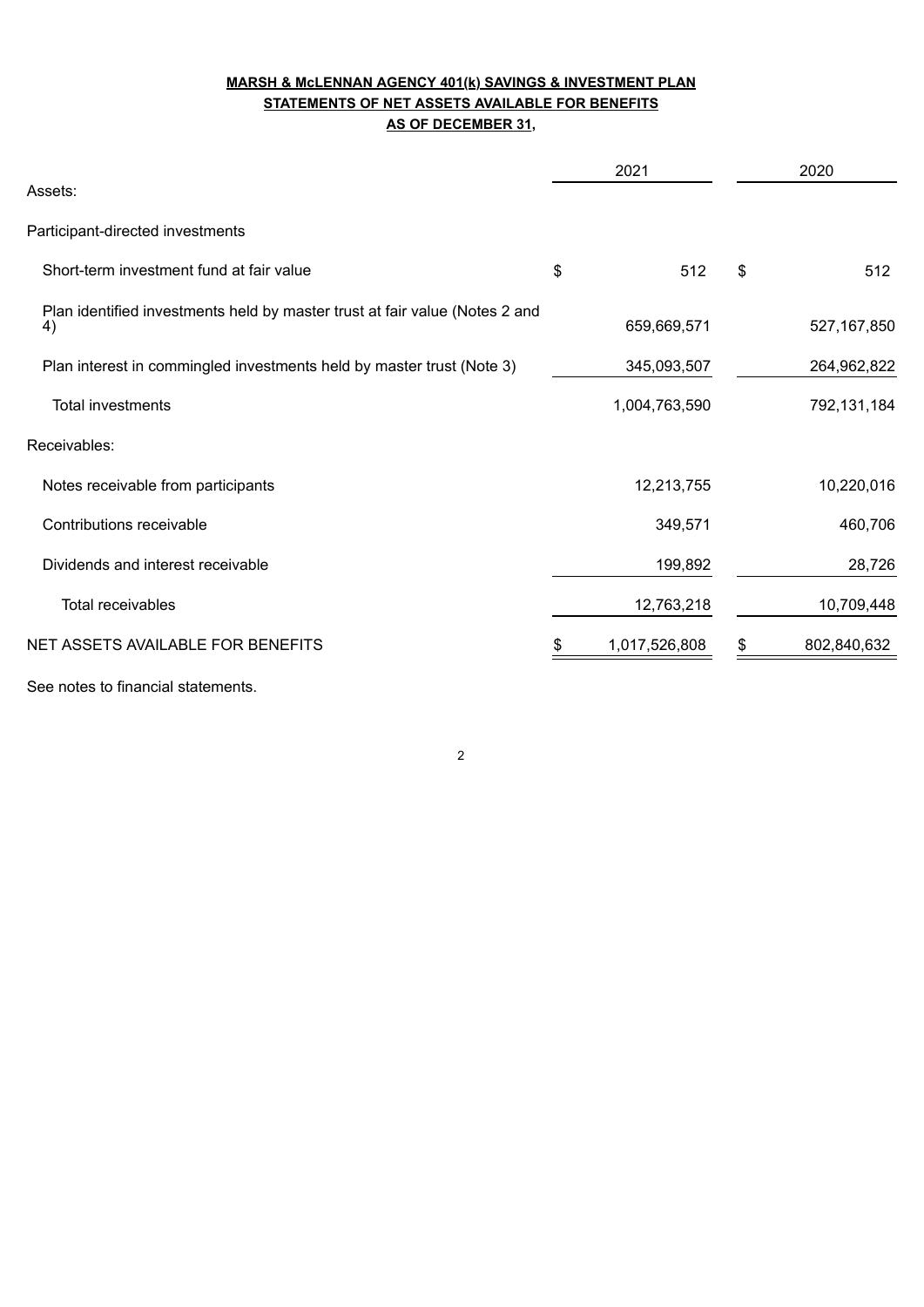**MARSH & McLENNAN AGENCY 401(k) SAVINGS & INVESTMENT PLAN**

**STATEMENTS OF NET ASSETS AVAILABLE FOR BENEFITS**

**AS OF DECEMBER 31,**

| | 2021 | 2020 |
|---|---|---|
| Assets: | | |
| Participant-directed investments | | |
| Short-term investment fund at fair value | $ 512 | $ 512 |
| Plan identified investments held by master trust at fair value (Notes 2 and 4) | 659,669,571 | 527,167,850 |
| Plan interest in commingled investments held by master trust (Note 3) | 345,093,507 | 264,962,822 |
| Total investments | 1,004,763,590 | 792,131,184 |
| Receivables: | | |
| Notes receivable from participants | 12,213,755 | 10,220,016 |
| Contributions receivable | 349,571 | 460,706 |
| Dividends and interest receivable | 199,892 | 28,726 |
| Total receivables | 12,763,218 | 10,709,448 |
| NET ASSETS AVAILABLE FOR BENEFITS | $ 1,017,526,808 | $ 802,840,632 |

See notes to financial statements.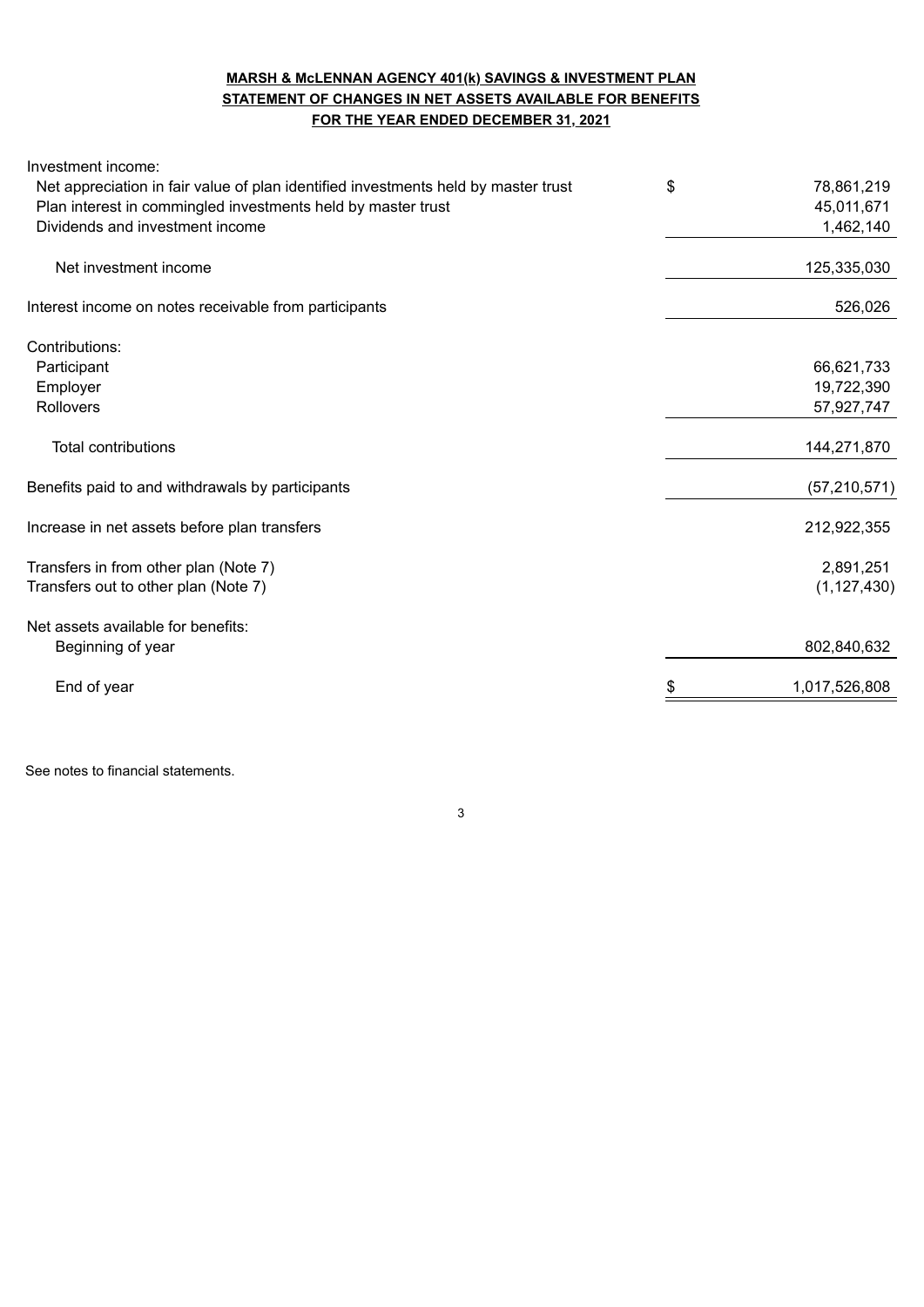**MARSH & McLENNAN AGENCY 401(k) SAVINGS & INVESTMENT PLAN**
**STATEMENT OF CHANGES IN NET ASSETS AVAILABLE FOR BENEFITS**
**FOR THE YEAR ENDED DECEMBER 31, 2021**

| | | |
|---|---|---|
| Investment income: | | |
| Net appreciation in fair value of plan identified investments held by master trust | $ | 78,861,219 |
| Plan interest in commingled investments held by master trust | | 45,011,671 |
| Dividends and investment income | | 1,462,140 |
| Net investment income | | 125,335,030 |
| Interest income on notes receivable from participants | | 526,026 |
| Contributions: | | |
| Participant | | 66,621,733 |
| Employer | | 19,722,390 |
| Rollovers | | 57,927,747 |
| Total contributions | | 144,271,870 |
| Benefits paid to and withdrawals by participants | | (57,210,571) |
| Increase in net assets before plan transfers | | 212,922,355 |
| Transfers in from other plan (Note 7) | | 2,891,251 |
| Transfers out to other plan (Note 7) | | (1,127,430) |
| Net assets available for benefits: | | |
| Beginning of year | | 802,840,632 |
| End of year | $ | 1,017,526,808 |

See notes to financial statements.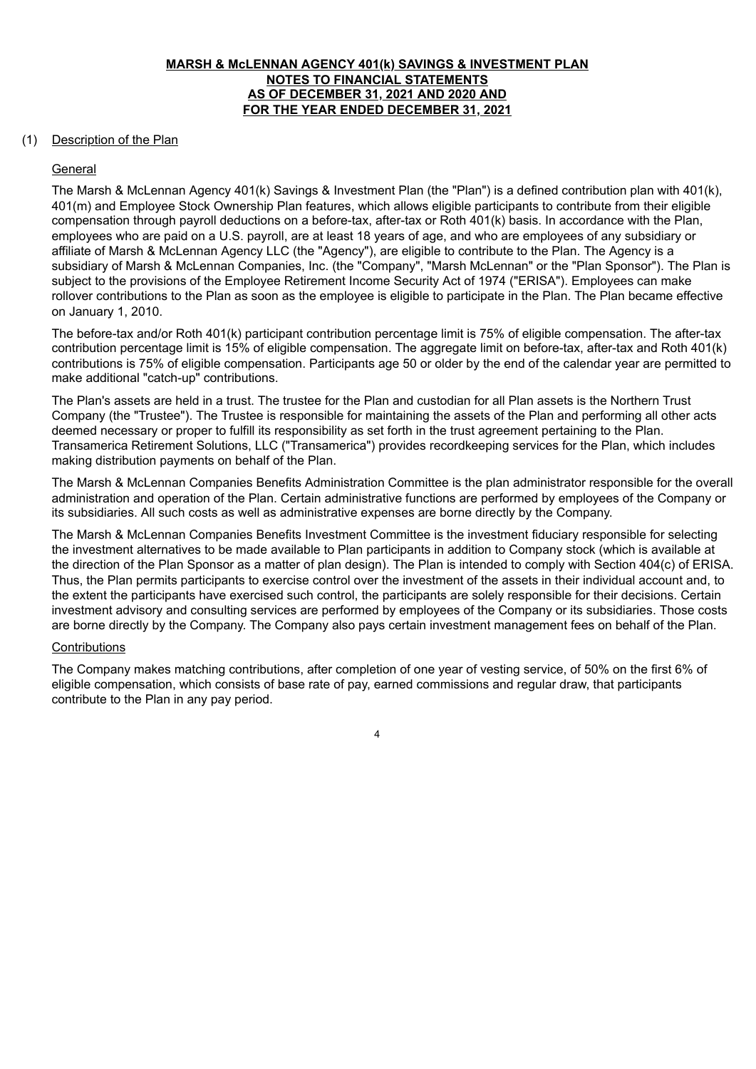**MARSH & McLENNAN AGENCY 401(k) SAVINGS & INVESTMENT PLAN**
**NOTES TO FINANCIAL STATEMENTS**
**AS OF DECEMBER 31, 2021 AND 2020 AND**
**FOR THE YEAR ENDED DECEMBER 31, 2021**

## (1) Description of the Plan

### General

The Marsh & McLennan Agency 401(k) Savings & Investment Plan (the "Plan") is a defined contribution plan with 401(k), 401(m) and Employee Stock Ownership Plan features, which allows eligible participants to contribute from their eligible compensation through payroll deductions on a before-tax, after-tax or Roth 401(k) basis. In accordance with the Plan, employees who are paid on a U.S. payroll, are at least 18 years of age, and who are employees of any subsidiary or affiliate of Marsh & McLennan Agency LLC (the "Agency"), are eligible to contribute to the Plan. The Agency is a subsidiary of Marsh & McLennan Companies, Inc. (the "Company", "Marsh McLennan" or the "Plan Sponsor"). The Plan is subject to the provisions of the Employee Retirement Income Security Act of 1974 ("ERISA"). Employees can make rollover contributions to the Plan as soon as the employee is eligible to participate in the Plan. The Plan became effective on January 1, 2010.

The before-tax and/or Roth 401(k) participant contribution percentage limit is 75% of eligible compensation. The after-tax contribution percentage limit is 15% of eligible compensation. The aggregate limit on before-tax, after-tax and Roth 401(k) contributions is 75% of eligible compensation. Participants age 50 or older by the end of the calendar year are permitted to make additional "catch-up" contributions.

The Plan's assets are held in a trust. The trustee for the Plan and custodian for all Plan assets is the Northern Trust Company (the "Trustee"). The Trustee is responsible for maintaining the assets of the Plan and performing all other acts deemed necessary or proper to fulfill its responsibility as set forth in the trust agreement pertaining to the Plan. Transamerica Retirement Solutions, LLC ("Transamerica") provides recordkeeping services for the Plan, which includes making distribution payments on behalf of the Plan.

The Marsh & McLennan Companies Benefits Administration Committee is the plan administrator responsible for the overall administration and operation of the Plan. Certain administrative functions are performed by employees of the Company or its subsidiaries. All such costs as well as administrative expenses are borne directly by the Company.

The Marsh & McLennan Companies Benefits Investment Committee is the investment fiduciary responsible for selecting the investment alternatives to be made available to Plan participants in addition to Company stock (which is available at the direction of the Plan Sponsor as a matter of plan design). The Plan is intended to comply with Section 404(c) of ERISA. Thus, the Plan permits participants to exercise control over the investment of the assets in their individual account and, to the extent the participants have exercised such control, the participants are solely responsible for their decisions. Certain investment advisory and consulting services are performed by employees of the Company or its subsidiaries. Those costs are borne directly by the Company. The Company also pays certain investment management fees on behalf of the Plan.

### Contributions

The Company makes matching contributions, after completion of one year of vesting service, of 50% on the first 6% of eligible compensation, which consists of base rate of pay, earned commissions and regular draw, that participants contribute to the Plan in any pay period.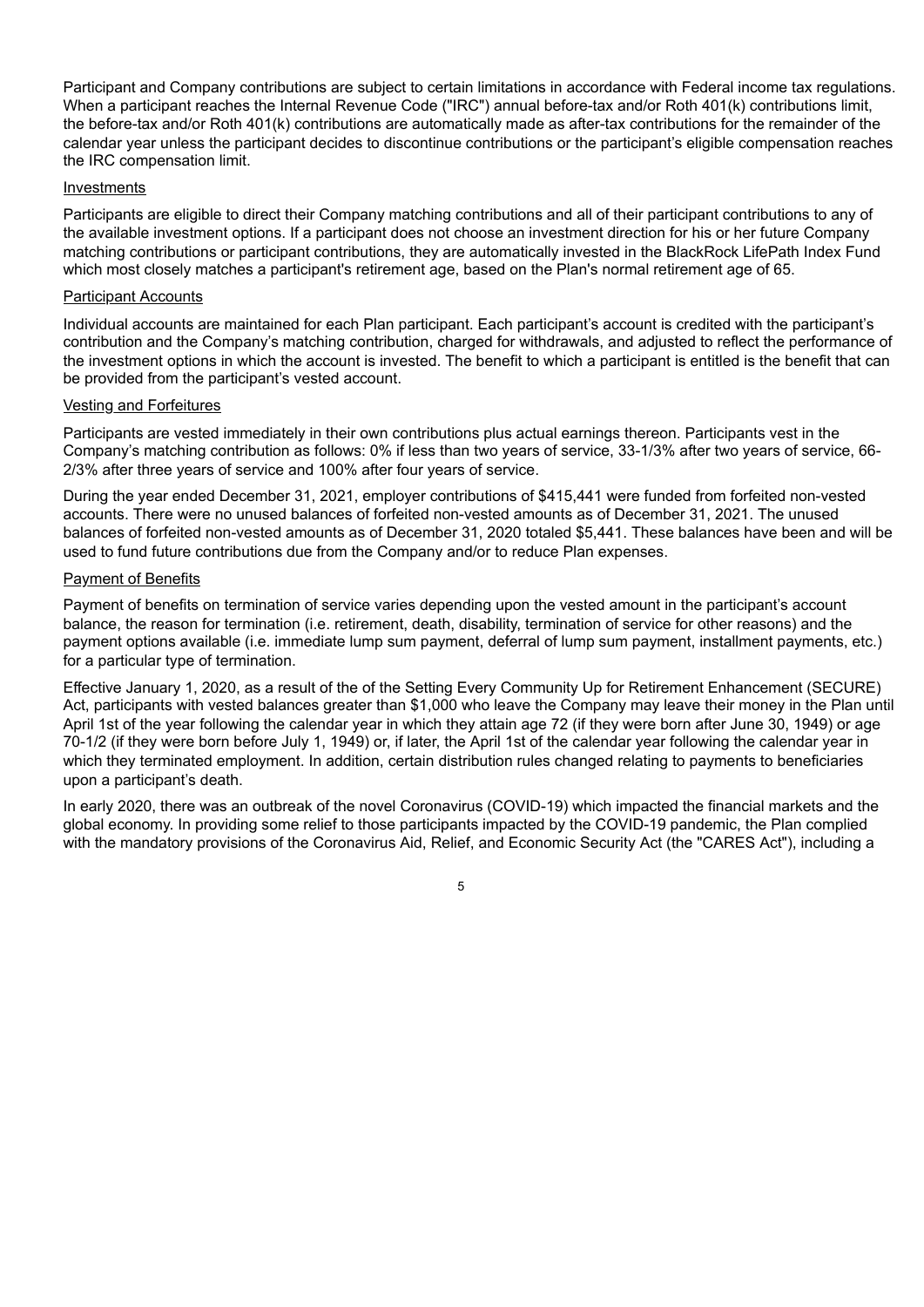Participant and Company contributions are subject to certain limitations in accordance with Federal income tax regulations. When a participant reaches the Internal Revenue Code ("IRC") annual before-tax and/or Roth 401(k) contributions limit, the before-tax and/or Roth 401(k) contributions are automatically made as after-tax contributions for the remainder of the calendar year unless the participant decides to discontinue contributions or the participant's eligible compensation reaches the IRC compensation limit.

### Investments

Participants are eligible to direct their Company matching contributions and all of their participant contributions to any of the available investment options. If a participant does not choose an investment direction for his or her future Company matching contributions or participant contributions, they are automatically invested in the BlackRock LifePath Index Fund which most closely matches a participant's retirement age, based on the Plan's normal retirement age of 65.

### Participant Accounts

Individual accounts are maintained for each Plan participant. Each participant's account is credited with the participant's contribution and the Company's matching contribution, charged for withdrawals, and adjusted to reflect the performance of the investment options in which the account is invested. The benefit to which a participant is entitled is the benefit that can be provided from the participant's vested account.

### Vesting and Forfeitures

Participants are vested immediately in their own contributions plus actual earnings thereon. Participants vest in the Company's matching contribution as follows: 0% if less than two years of service, 33-1/3% after two years of service, 66-2/3% after three years of service and 100% after four years of service.

During the year ended December 31, 2021, employer contributions of $415,441 were funded from forfeited non-vested accounts. There were no unused balances of forfeited non-vested amounts as of December 31, 2021. The unused balances of forfeited non-vested amounts as of December 31, 2020 totaled $5,441. These balances have been and will be used to fund future contributions due from the Company and/or to reduce Plan expenses.

### Payment of Benefits

Payment of benefits on termination of service varies depending upon the vested amount in the participant's account balance, the reason for termination (i.e. retirement, death, disability, termination of service for other reasons) and the payment options available (i.e. immediate lump sum payment, deferral of lump sum payment, installment payments, etc.) for a particular type of termination.

Effective January 1, 2020, as a result of the of the Setting Every Community Up for Retirement Enhancement (SECURE) Act, participants with vested balances greater than $1,000 who leave the Company may leave their money in the Plan until April 1st of the year following the calendar year in which they attain age 72 (if they were born after June 30, 1949) or age 70-1/2 (if they were born before July 1, 1949) or, if later, the April 1st of the calendar year following the calendar year in which they terminated employment. In addition, certain distribution rules changed relating to payments to beneficiaries upon a participant's death.

In early 2020, there was an outbreak of the novel Coronavirus (COVID-19) which impacted the financial markets and the global economy. In providing some relief to those participants impacted by the COVID-19 pandemic, the Plan complied with the mandatory provisions of the Coronavirus Aid, Relief, and Economic Security Act (the "CARES Act"), including a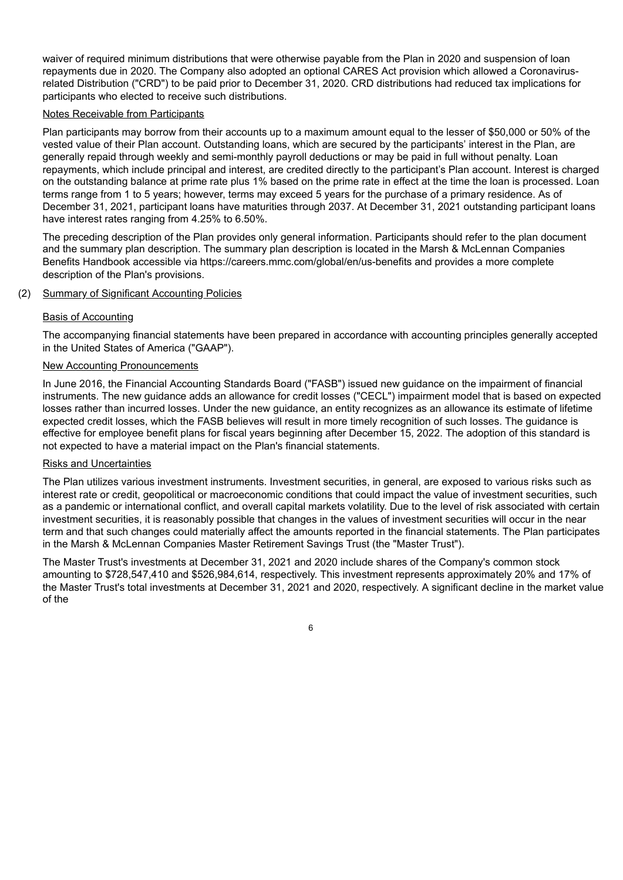waiver of required minimum distributions that were otherwise payable from the Plan in 2020 and suspension of loan repayments due in 2020. The Company also adopted an optional CARES Act provision which allowed a Coronavirus-related Distribution ("CRD") to be paid prior to December 31, 2020. CRD distributions had reduced tax implications for participants who elected to receive such distributions.

Notes Receivable from Participants

Plan participants may borrow from their accounts up to a maximum amount equal to the lesser of $50,000 or 50% of the vested value of their Plan account. Outstanding loans, which are secured by the participants' interest in the Plan, are generally repaid through weekly and semi-monthly payroll deductions or may be paid in full without penalty. Loan repayments, which include principal and interest, are credited directly to the participant's Plan account. Interest is charged on the outstanding balance at prime rate plus 1% based on the prime rate in effect at the time the loan is processed. Loan terms range from 1 to 5 years; however, terms may exceed 5 years for the purchase of a primary residence. As of December 31, 2021, participant loans have maturities through 2037. At December 31, 2021 outstanding participant loans have interest rates ranging from 4.25% to 6.50%.

The preceding description of the Plan provides only general information. Participants should refer to the plan document and the summary plan description. The summary plan description is located in the Marsh & McLennan Companies Benefits Handbook accessible via https://careers.mmc.com/global/en/us-benefits and provides a more complete description of the Plan's provisions.

## (2) Summary of Significant Accounting Policies

### Basis of Accounting

The accompanying financial statements have been prepared in accordance with accounting principles generally accepted in the United States of America ("GAAP").

### New Accounting Pronouncements

In June 2016, the Financial Accounting Standards Board ("FASB") issued new guidance on the impairment of financial instruments. The new guidance adds an allowance for credit losses ("CECL") impairment model that is based on expected losses rather than incurred losses. Under the new guidance, an entity recognizes as an allowance its estimate of lifetime expected credit losses, which the FASB believes will result in more timely recognition of such losses. The guidance is effective for employee benefit plans for fiscal years beginning after December 15, 2022. The adoption of this standard is not expected to have a material impact on the Plan's financial statements.

### Risks and Uncertainties

The Plan utilizes various investment instruments. Investment securities, in general, are exposed to various risks such as interest rate or credit, geopolitical or macroeconomic conditions that could impact the value of investment securities, such as a pandemic or international conflict, and overall capital markets volatility. Due to the level of risk associated with certain investment securities, it is reasonably possible that changes in the values of investment securities will occur in the near term and that such changes could materially affect the amounts reported in the financial statements. The Plan participates in the Marsh & McLennan Companies Master Retirement Savings Trust (the "Master Trust").

The Master Trust's investments at December 31, 2021 and 2020 include shares of the Company's common stock amounting to $728,547,410 and $526,984,614, respectively. This investment represents approximately 20% and 17% of the Master Trust's total investments at December 31, 2021 and 2020, respectively. A significant decline in the market value of the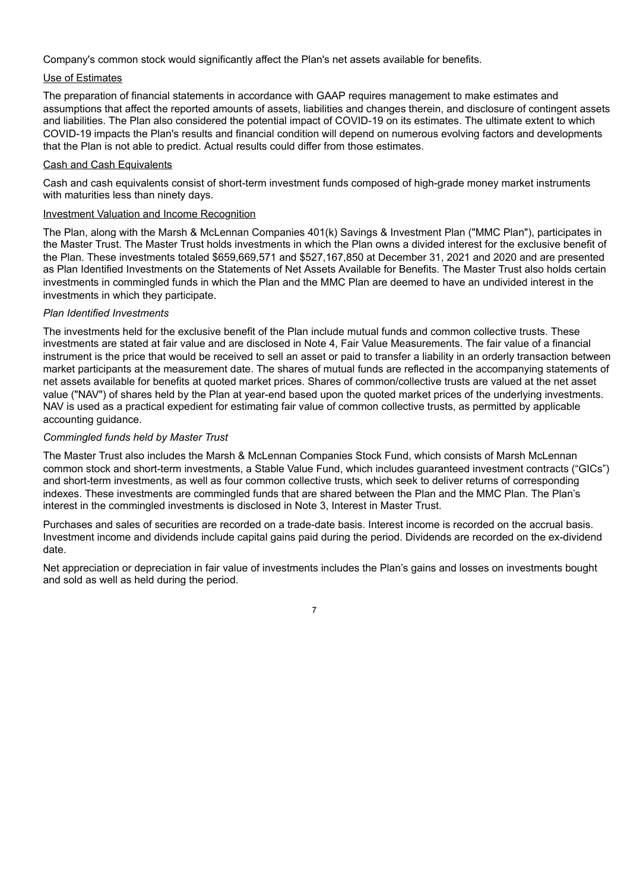Company's common stock would significantly affect the Plan's net assets available for benefits.

Use of Estimates

The preparation of financial statements in accordance with GAAP requires management to make estimates and assumptions that affect the reported amounts of assets, liabilities and changes therein, and disclosure of contingent assets and liabilities. The Plan also considered the potential impact of COVID-19 on its estimates. The ultimate extent to which COVID-19 impacts the Plan's results and financial condition will depend on numerous evolving factors and developments that the Plan is not able to predict. Actual results could differ from those estimates.

Cash and Cash Equivalents

Cash and cash equivalents consist of short-term investment funds composed of high-grade money market instruments with maturities less than ninety days.

Investment Valuation and Income Recognition

The Plan, along with the Marsh & McLennan Companies 401(k) Savings & Investment Plan ("MMC Plan"), participates in the Master Trust. The Master Trust holds investments in which the Plan owns a divided interest for the exclusive benefit of the Plan. These investments totaled $659,669,571 and $527,167,850 at December 31, 2021 and 2020 and are presented as Plan Identified Investments on the Statements of Net Assets Available for Benefits. The Master Trust also holds certain investments in commingled funds in which the Plan and the MMC Plan are deemed to have an undivided interest in the investments in which they participate.

*Plan Identified Investments*

The investments held for the exclusive benefit of the Plan include mutual funds and common collective trusts. These investments are stated at fair value and are disclosed in Note 4, Fair Value Measurements. The fair value of a financial instrument is the price that would be received to sell an asset or paid to transfer a liability in an orderly transaction between market participants at the measurement date. The shares of mutual funds are reflected in the accompanying statements of net assets available for benefits at quoted market prices. Shares of common/collective trusts are valued at the net asset value ("NAV") of shares held by the Plan at year-end based upon the quoted market prices of the underlying investments. NAV is used as a practical expedient for estimating fair value of common collective trusts, as permitted by applicable accounting guidance.

*Commingled funds held by Master Trust*

The Master Trust also includes the Marsh & McLennan Companies Stock Fund, which consists of Marsh McLennan common stock and short-term investments, a Stable Value Fund, which includes guaranteed investment contracts ("GICs") and short-term investments, as well as four common collective trusts, which seek to deliver returns of corresponding indexes. These investments are commingled funds that are shared between the Plan and the MMC Plan. The Plan's interest in the commingled investments is disclosed in Note 3, Interest in Master Trust.

Purchases and sales of securities are recorded on a trade-date basis. Interest income is recorded on the accrual basis. Investment income and dividends include capital gains paid during the period. Dividends are recorded on the ex-dividend date.

Net appreciation or depreciation in fair value of investments includes the Plan's gains and losses on investments bought and sold as well as held during the period.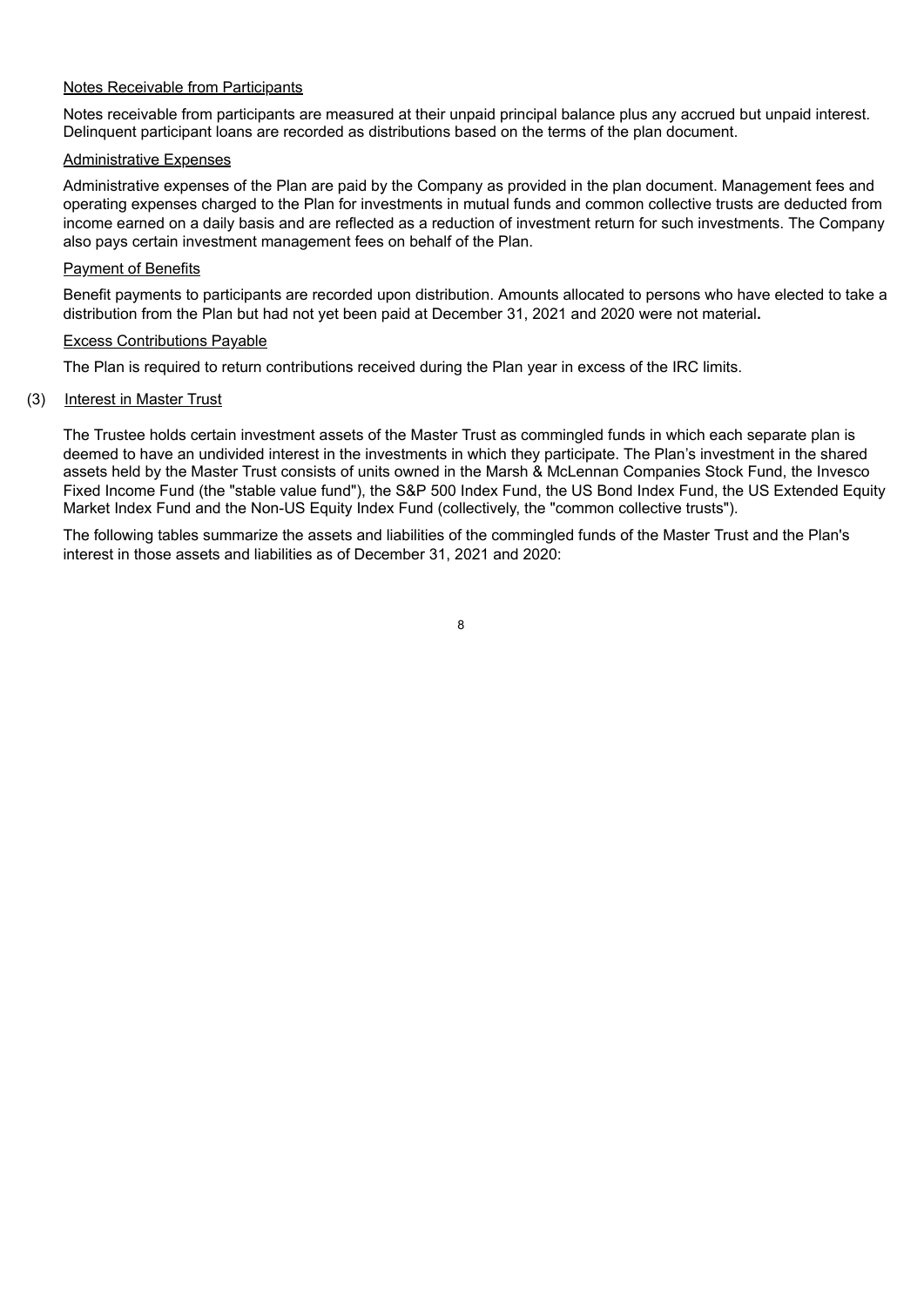Notes Receivable from Participants

Notes receivable from participants are measured at their unpaid principal balance plus any accrued but unpaid interest. Delinquent participant loans are recorded as distributions based on the terms of the plan document.

Administrative Expenses

Administrative expenses of the Plan are paid by the Company as provided in the plan document. Management fees and operating expenses charged to the Plan for investments in mutual funds and common collective trusts are deducted from income earned on a daily basis and are reflected as a reduction of investment return for such investments. The Company also pays certain investment management fees on behalf of the Plan.

Payment of Benefits

Benefit payments to participants are recorded upon distribution. Amounts allocated to persons who have elected to take a distribution from the Plan but had not yet been paid at December 31, 2021 and 2020 were not material.

Excess Contributions Payable

The Plan is required to return contributions received during the Plan year in excess of the IRC limits.

(3) Interest in Master Trust

The Trustee holds certain investment assets of the Master Trust as commingled funds in which each separate plan is deemed to have an undivided interest in the investments in which they participate. The Plan's investment in the shared assets held by the Master Trust consists of units owned in the Marsh & McLennan Companies Stock Fund, the Invesco Fixed Income Fund (the "stable value fund"), the S&P 500 Index Fund, the US Bond Index Fund, the US Extended Equity Market Index Fund and the Non-US Equity Index Fund (collectively, the "common collective trusts").

The following tables summarize the assets and liabilities of the commingled funds of the Master Trust and the Plan's interest in those assets and liabilities as of December 31, 2021 and 2020: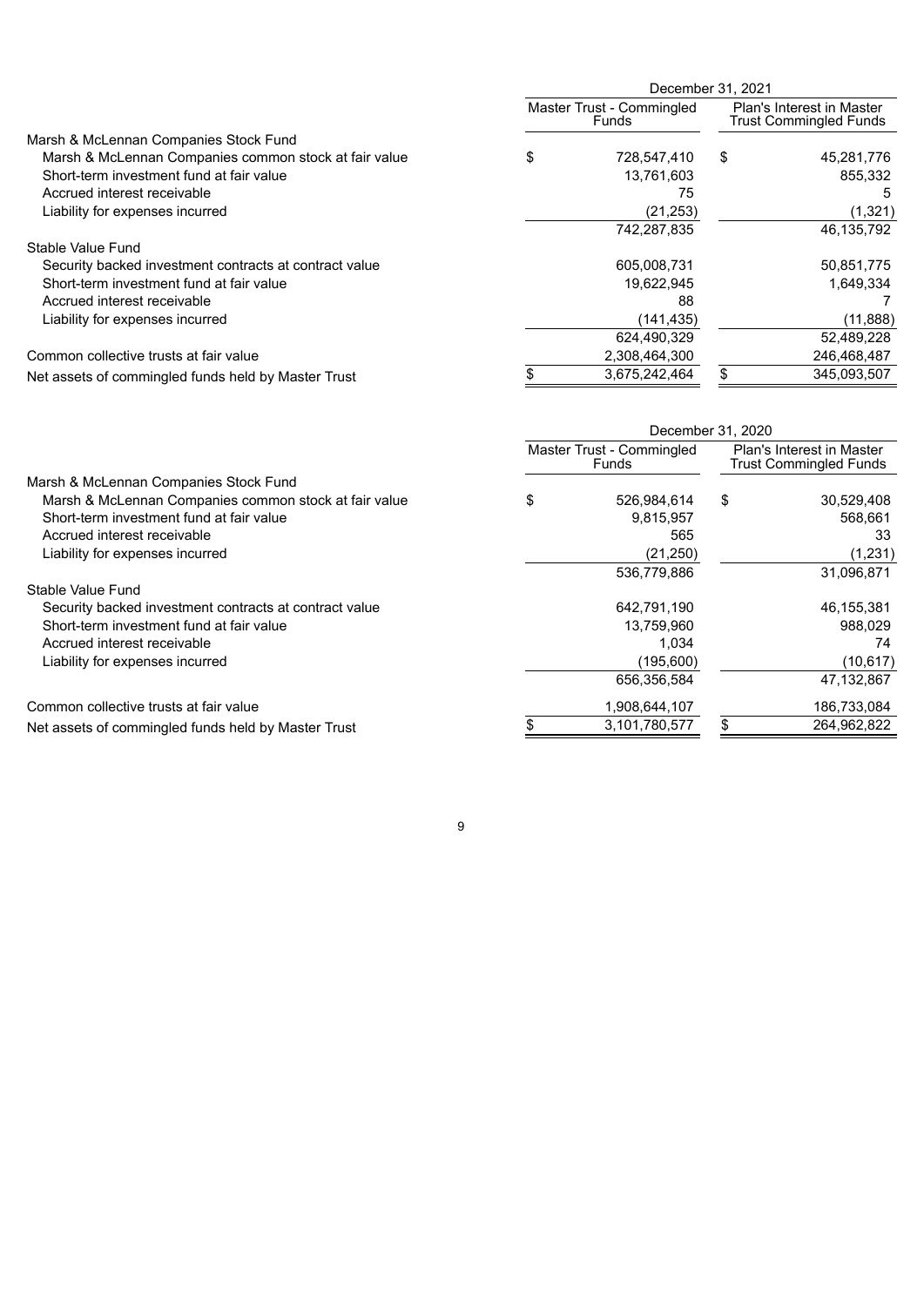| | December 31, 2021 | |
|---|---|---|
| | Master Trust - Commingled Funds | Plan's Interest in Master Trust Commingled Funds |
| Marsh & McLennan Companies Stock Fund | | |
| Marsh & McLennan Companies common stock at fair value | $ 728,547,410 | $ 45,281,776 |
| Short-term investment fund at fair value | 13,761,603 | 855,332 |
| Accrued interest receivable | 75 | 5 |
| Liability for expenses incurred | (21,253) | (1,321) |
| | 742,287,835 | 46,135,792 |
| Stable Value Fund | | |
| Security backed investment contracts at contract value | 605,008,731 | 50,851,775 |
| Short-term investment fund at fair value | 19,622,945 | 1,649,334 |
| Accrued interest receivable | 88 | 7 |
| Liability for expenses incurred | (141,435) | (11,888) |
| | 624,490,329 | 52,489,228 |
| Common collective trusts at fair value | 2,308,464,300 | 246,468,487 |
| Net assets of commingled funds held by Master Trust | $ 3,675,242,464 | $ 345,093,507 |

| | December 31, 2020 | |
|---|---|---|
| | Master Trust - Commingled Funds | Plan's Interest in Master Trust Commingled Funds |
| Marsh & McLennan Companies Stock Fund | | |
| Marsh & McLennan Companies common stock at fair value | $ 526,984,614 | $ 30,529,408 |
| Short-term investment fund at fair value | 9,815,957 | 568,661 |
| Accrued interest receivable | 565 | 33 |
| Liability for expenses incurred | (21,250) | (1,231) |
| | 536,779,886 | 31,096,871 |
| Stable Value Fund | | |
| Security backed investment contracts at contract value | 642,791,190 | 46,155,381 |
| Short-term investment fund at fair value | 13,759,960 | 988,029 |
| Accrued interest receivable | 1,034 | 74 |
| Liability for expenses incurred | (195,600) | (10,617) |
| | 656,356,584 | 47,132,867 |
| Common collective trusts at fair value | 1,908,644,107 | 186,733,084 |
| Net assets of commingled funds held by Master Trust | $ 3,101,780,577 | $ 264,962,822 |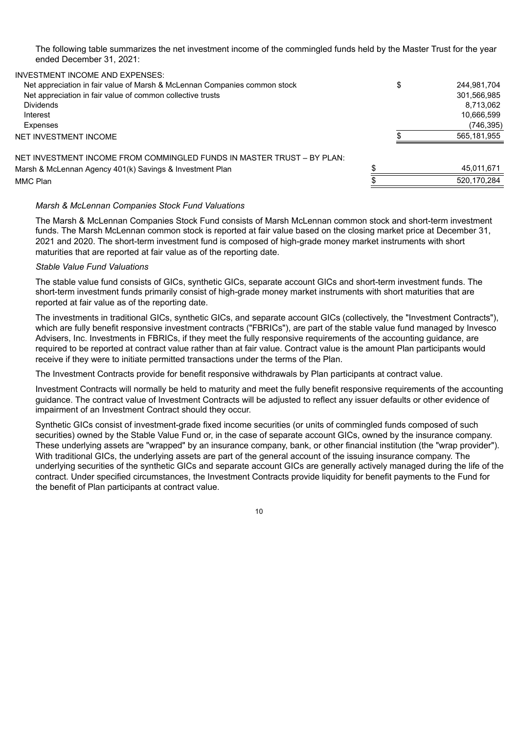The following table summarizes the net investment income of the commingled funds held by the Master Trust for the year ended December 31, 2021:

| | | |
|---|---|---|
| INVESTMENT INCOME AND EXPENSES: | | |
| Net appreciation in fair value of Marsh & McLennan Companies common stock | $ | 244,981,704 |
| Net appreciation in fair value of common collective trusts | | 301,566,985 |
| Dividends | | 8,713,062 |
| Interest | | 10,666,599 |
| Expenses | | (746,395) |
| NET INVESTMENT INCOME | $ | 565,181,955 |
| | | |
| NET INVESTMENT INCOME FROM COMMINGLED FUNDS IN MASTER TRUST – BY PLAN: | | |
| Marsh & McLennan Agency 401(k) Savings & Investment Plan | $ | 45,011,671 |
| MMC Plan | $ | 520,170,284 |

*Marsh & McLennan Companies Stock Fund Valuations*

The Marsh & McLennan Companies Stock Fund consists of Marsh McLennan common stock and short-term investment funds. The Marsh McLennan common stock is reported at fair value based on the closing market price at December 31, 2021 and 2020. The short-term investment fund is composed of high-grade money market instruments with short maturities that are reported at fair value as of the reporting date.

*Stable Value Fund Valuations*

The stable value fund consists of GICs, synthetic GICs, separate account GICs and short-term investment funds. The short-term investment funds primarily consist of high-grade money market instruments with short maturities that are reported at fair value as of the reporting date.

The investments in traditional GICs, synthetic GICs, and separate account GICs (collectively, the "Investment Contracts"), which are fully benefit responsive investment contracts ("FBRICs"), are part of the stable value fund managed by Invesco Advisers, Inc. Investments in FBRICs, if they meet the fully responsive requirements of the accounting guidance, are required to be reported at contract value rather than at fair value. Contract value is the amount Plan participants would receive if they were to initiate permitted transactions under the terms of the Plan.

The Investment Contracts provide for benefit responsive withdrawals by Plan participants at contract value.

Investment Contracts will normally be held to maturity and meet the fully benefit responsive requirements of the accounting guidance. The contract value of Investment Contracts will be adjusted to reflect any issuer defaults or other evidence of impairment of an Investment Contract should they occur.

Synthetic GICs consist of investment-grade fixed income securities (or units of commingled funds composed of such securities) owned by the Stable Value Fund or, in the case of separate account GICs, owned by the insurance company. These underlying assets are "wrapped" by an insurance company, bank, or other financial institution (the "wrap provider"). With traditional GICs, the underlying assets are part of the general account of the issuing insurance company. The underlying securities of the synthetic GICs and separate account GICs are generally actively managed during the life of the contract. Under specified circumstances, the Investment Contracts provide liquidity for benefit payments to the Fund for the benefit of Plan participants at contract value.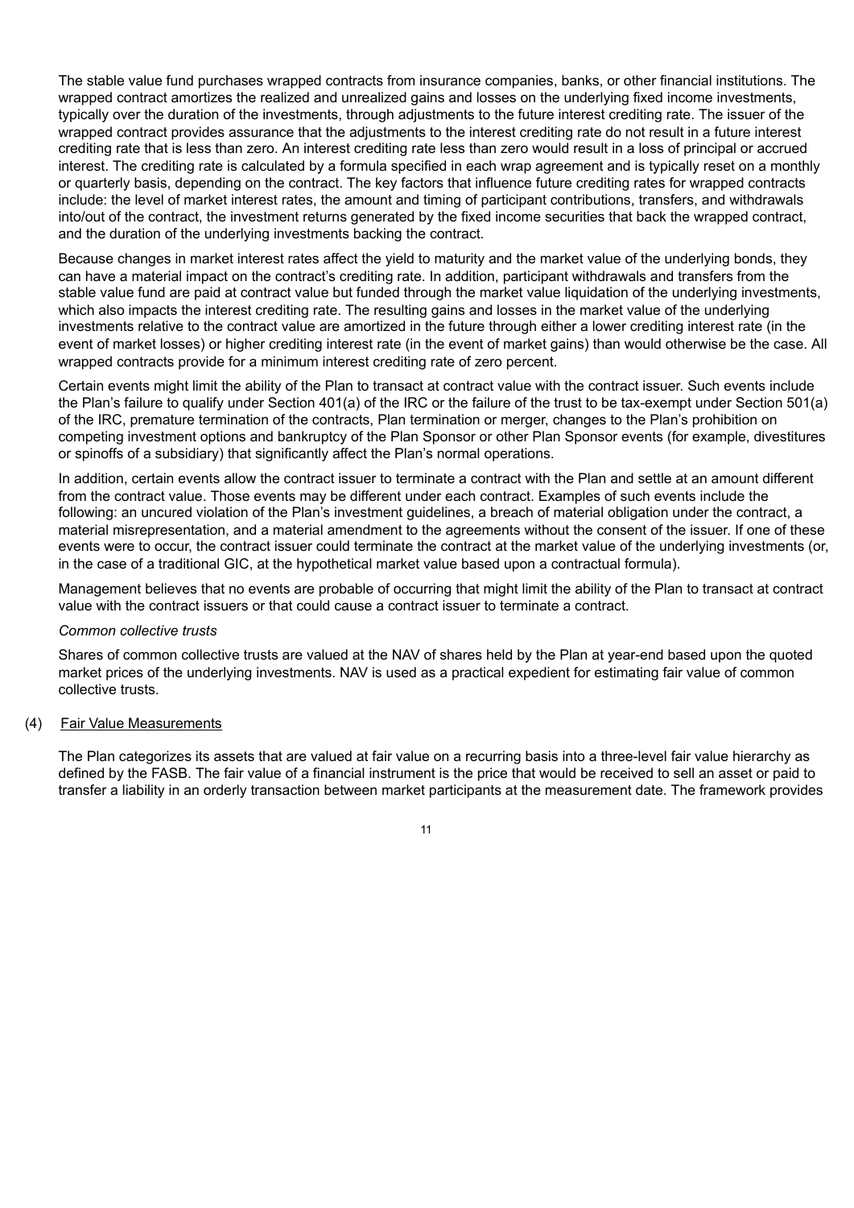The stable value fund purchases wrapped contracts from insurance companies, banks, or other financial institutions. The wrapped contract amortizes the realized and unrealized gains and losses on the underlying fixed income investments, typically over the duration of the investments, through adjustments to the future interest crediting rate. The issuer of the wrapped contract provides assurance that the adjustments to the interest crediting rate do not result in a future interest crediting rate that is less than zero. An interest crediting rate less than zero would result in a loss of principal or accrued interest. The crediting rate is calculated by a formula specified in each wrap agreement and is typically reset on a monthly or quarterly basis, depending on the contract. The key factors that influence future crediting rates for wrapped contracts include: the level of market interest rates, the amount and timing of participant contributions, transfers, and withdrawals into/out of the contract, the investment returns generated by the fixed income securities that back the wrapped contract, and the duration of the underlying investments backing the contract.

Because changes in market interest rates affect the yield to maturity and the market value of the underlying bonds, they can have a material impact on the contract's crediting rate. In addition, participant withdrawals and transfers from the stable value fund are paid at contract value but funded through the market value liquidation of the underlying investments, which also impacts the interest crediting rate. The resulting gains and losses in the market value of the underlying investments relative to the contract value are amortized in the future through either a lower crediting interest rate (in the event of market losses) or higher crediting interest rate (in the event of market gains) than would otherwise be the case. All wrapped contracts provide for a minimum interest crediting rate of zero percent.

Certain events might limit the ability of the Plan to transact at contract value with the contract issuer. Such events include the Plan's failure to qualify under Section 401(a) of the IRC or the failure of the trust to be tax-exempt under Section 501(a) of the IRC, premature termination of the contracts, Plan termination or merger, changes to the Plan's prohibition on competing investment options and bankruptcy of the Plan Sponsor or other Plan Sponsor events (for example, divestitures or spinoffs of a subsidiary) that significantly affect the Plan's normal operations.

In addition, certain events allow the contract issuer to terminate a contract with the Plan and settle at an amount different from the contract value. Those events may be different under each contract. Examples of such events include the following: an uncured violation of the Plan's investment guidelines, a breach of material obligation under the contract, a material misrepresentation, and a material amendment to the agreements without the consent of the issuer. If one of these events were to occur, the contract issuer could terminate the contract at the market value of the underlying investments (or, in the case of a traditional GIC, at the hypothetical market value based upon a contractual formula).

Management believes that no events are probable of occurring that might limit the ability of the Plan to transact at contract value with the contract issuers or that could cause a contract issuer to terminate a contract.

*Common collective trusts*

Shares of common collective trusts are valued at the NAV of shares held by the Plan at year-end based upon the quoted market prices of the underlying investments. NAV is used as a practical expedient for estimating fair value of common collective trusts.

## (4) Fair Value Measurements

The Plan categorizes its assets that are valued at fair value on a recurring basis into a three-level fair value hierarchy as defined by the FASB. The fair value of a financial instrument is the price that would be received to sell an asset or paid to transfer a liability in an orderly transaction between market participants at the measurement date. The framework provides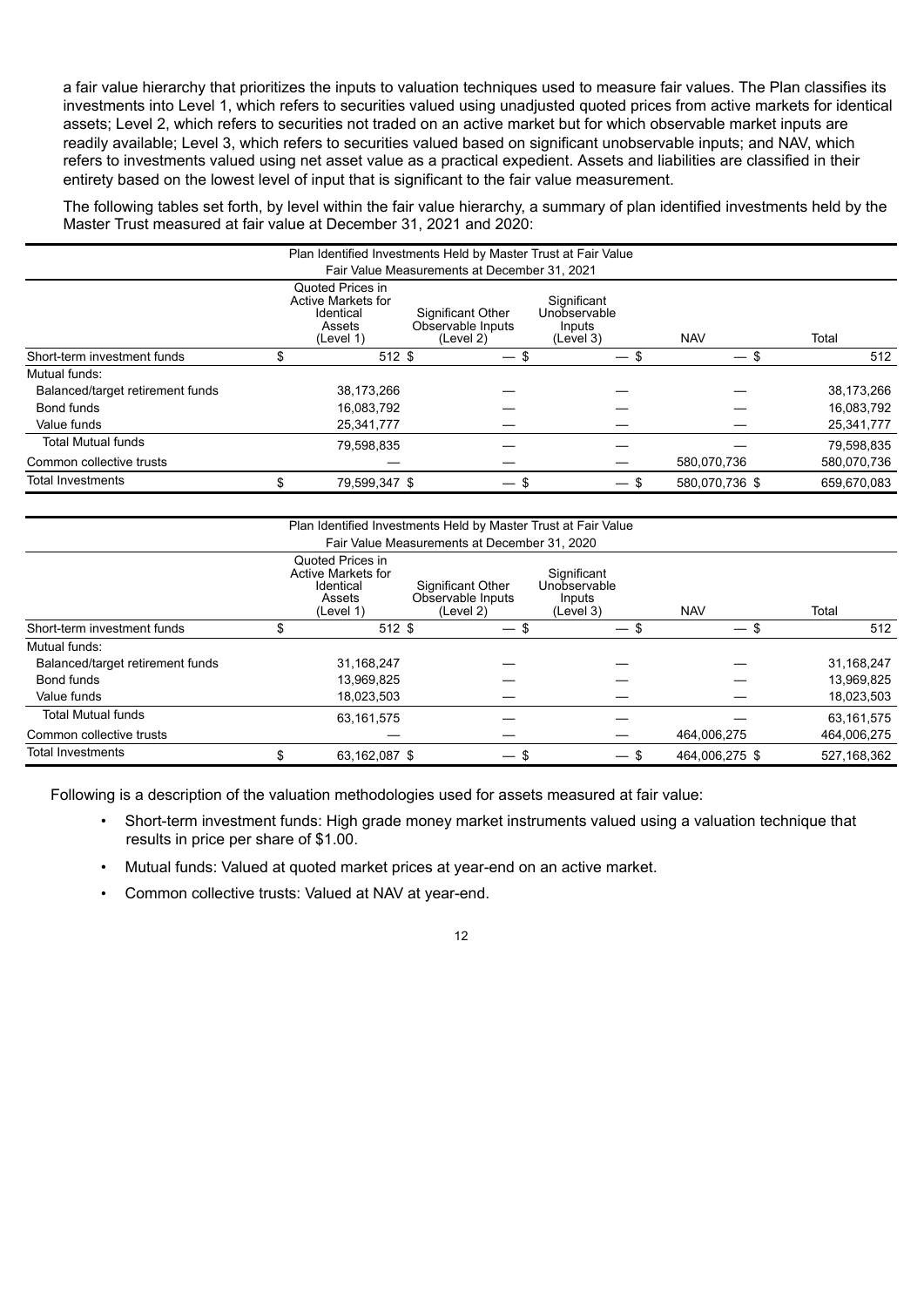a fair value hierarchy that prioritizes the inputs to valuation techniques used to measure fair values. The Plan classifies its investments into Level 1, which refers to securities valued using unadjusted quoted prices from active markets for identical assets; Level 2, which refers to securities not traded on an active market but for which observable market inputs are readily available; Level 3, which refers to securities valued based on significant unobservable inputs; and NAV, which refers to investments valued using net asset value as a practical expedient. Assets and liabilities are classified in their entirety based on the lowest level of input that is significant to the fair value measurement.

The following tables set forth, by level within the fair value hierarchy, a summary of plan identified investments held by the Master Trust measured at fair value at December 31, 2021 and 2020:

| Plan Identified Investments Held by Master Trust at Fair Value | | | | | |
|---|---|---|---|---|---|
| Fair Value Measurements at December 31, 2021 | | | | | |
| | Quoted Prices in Active Markets for Identical Assets (Level 1) | Significant Other Observable Inputs (Level 2) | Significant Unobservable Inputs (Level 3) | NAV | Total |
| Short-term investment funds | $ 512 | $ — | $ — | $ — | $ 512 |
| Mutual funds: | | | | | |
| Balanced/target retirement funds | 38,173,266 | — | — | — | 38,173,266 |
| Bond funds | 16,083,792 | — | — | — | 16,083,792 |
| Value funds | 25,341,777 | — | — | — | 25,341,777 |
| Total Mutual funds | 79,598,835 | — | — | — | 79,598,835 |
| Common collective trusts | — | — | — | 580,070,736 | 580,070,736 |
| Total Investments | $ 79,599,347 | $ — | $ — | $ 580,070,736 | $ 659,670,083 |

| Plan Identified Investments Held by Master Trust at Fair Value | | | | | |
|---|---|---|---|---|---|
| Fair Value Measurements at December 31, 2020 | | | | | |
| | Quoted Prices in Active Markets for Identical Assets (Level 1) | Significant Other Observable Inputs (Level 2) | Significant Unobservable Inputs (Level 3) | NAV | Total |
| Short-term investment funds | $ 512 | $ — | $ — | $ — | $ 512 |
| Mutual funds: | | | | | |
| Balanced/target retirement funds | 31,168,247 | — | — | — | 31,168,247 |
| Bond funds | 13,969,825 | — | — | — | 13,969,825 |
| Value funds | 18,023,503 | — | — | — | 18,023,503 |
| Total Mutual funds | 63,161,575 | — | — | — | 63,161,575 |
| Common collective trusts | — | — | — | 464,006,275 | 464,006,275 |
| Total Investments | $ 63,162,087 | $ — | $ — | $ 464,006,275 | $ 527,168,362 |

Following is a description of the valuation methodologies used for assets measured at fair value:

- Short-term investment funds: High grade money market instruments valued using a valuation technique that results in price per share of $1.00.
- Mutual funds: Valued at quoted market prices at year-end on an active market.
- Common collective trusts: Valued at NAV at year-end.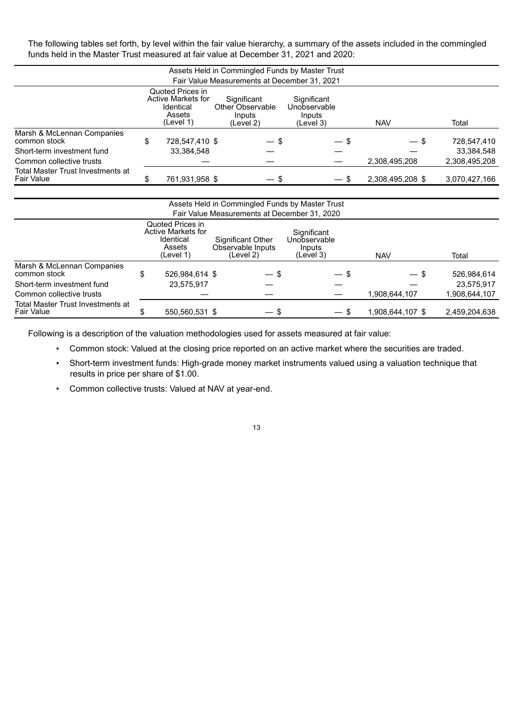The following tables set forth, by level within the fair value hierarchy, a summary of the assets included in the commingled funds held in the Master Trust measured at fair value at December 31, 2021 and 2020:

| Assets Held in Commingled Funds by Master Trust Fair Value Measurements at December 31, 2021 | | | | | |
|---|---|---|---|---|---|
| | Quoted Prices in Active Markets for Identical Assets (Level 1) | Significant Other Observable Inputs (Level 2) | Significant Unobservable Inputs (Level 3) | NAV | Total |
| Marsh & McLennan Companies common stock | $ 728,547,410 | $ — | $ — | $ — | $ 728,547,410 |
| Short-term investment fund | 33,384,548 | — | — | — | 33,384,548 |
| Common collective trusts | — | — | — | 2,308,495,208 | 2,308,495,208 |
| Total Master Trust Investments at Fair Value | $ 761,931,958 | $ — | $ — | $ 2,308,495,208 | $ 3,070,427,166 |

| Assets Held in Commingled Funds by Master Trust Fair Value Measurements at December 31, 2020 | | | | | |
|---|---|---|---|---|---|
| | Quoted Prices in Active Markets for Identical Assets (Level 1) | Significant Other Observable Inputs (Level 2) | Significant Unobservable Inputs (Level 3) | NAV | Total |
| Marsh & McLennan Companies common stock | $ 526,984,614 | $ — | $ — | $ — | $ 526,984,614 |
| Short-term investment fund | 23,575,917 | — | — | — | 23,575,917 |
| Common collective trusts | — | — | — | 1,908,644,107 | 1,908,644,107 |
| Total Master Trust Investments at Fair Value | $ 550,560,531 | $ — | $ — | $ 1,908,644,107 | $ 2,459,204,638 |

Following is a description of the valuation methodologies used for assets measured at fair value:

- Common stock: Valued at the closing price reported on an active market where the securities are traded.
- Short-term investment funds: High-grade money market instruments valued using a valuation technique that results in price per share of $1.00.
- Common collective trusts: Valued at NAV at year-end.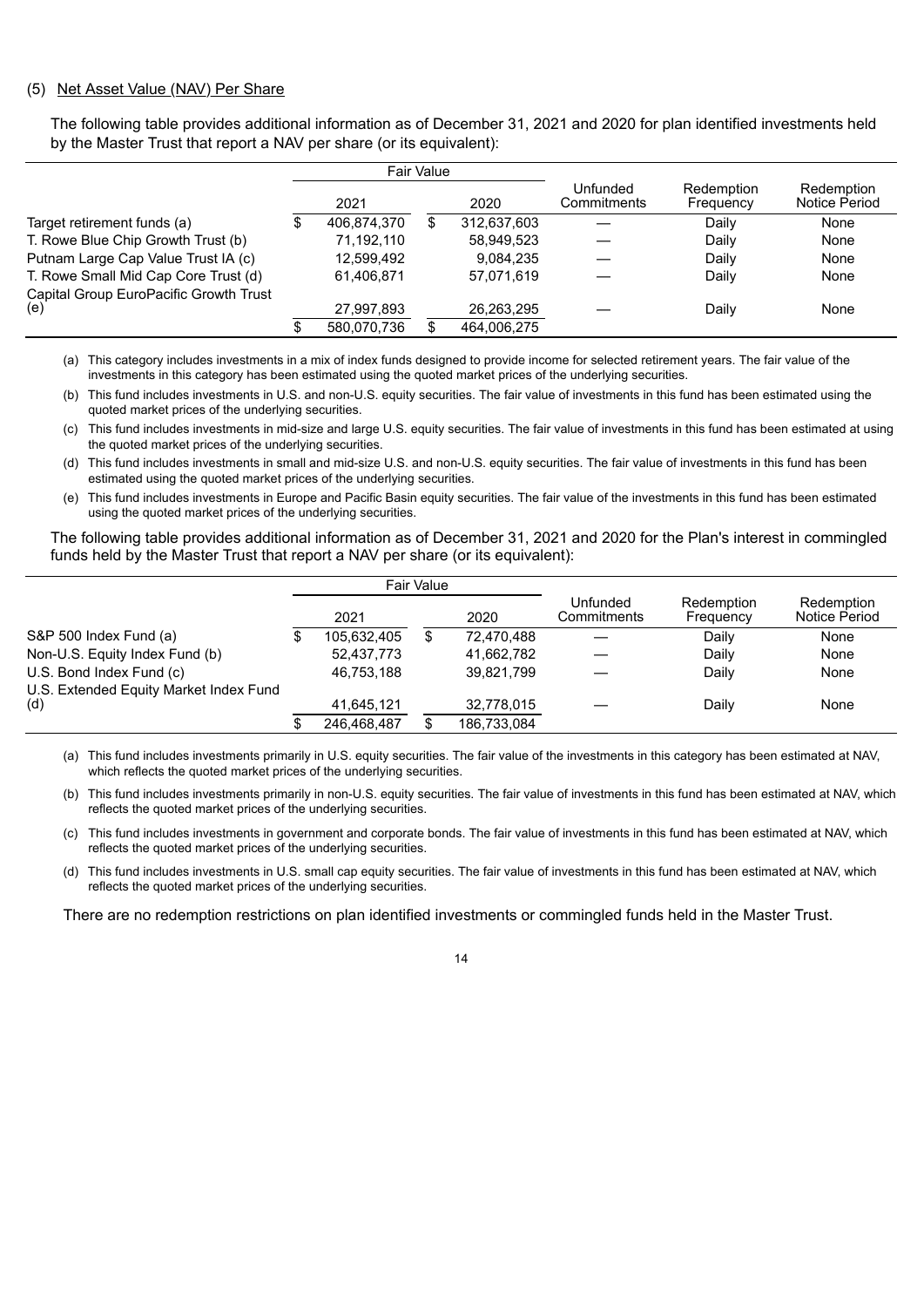(5) Net Asset Value (NAV) Per Share

The following table provides additional information as of December 31, 2021 and 2020 for plan identified investments held by the Master Trust that report a NAV per share (or its equivalent):

| | Fair Value | | Unfunded Commitments | Redemption Frequency | Redemption Notice Period |
|---|---|---|---|---|---|
| | 2021 | 2020 | | | |
| Target retirement funds (a) | $ 406,874,370 | $ 312,637,603 | — | Daily | None |
| T. Rowe Blue Chip Growth Trust (b) | 71,192,110 | 58,949,523 | — | Daily | None |
| Putnam Large Cap Value Trust IA (c) | 12,599,492 | 9,084,235 | — | Daily | None |
| T. Rowe Small Mid Cap Core Trust (d) | 61,406,871 | 57,071,619 | — | Daily | None |
| Capital Group EuroPacific Growth Trust (e) | 27,997,893 | 26,263,295 | — | Daily | None |
| | $ 580,070,736 | $ 464,006,275 | | | |

(a) This category includes investments in a mix of index funds designed to provide income for selected retirement years. The fair value of the investments in this category has been estimated using the quoted market prices of the underlying securities.

(b) This fund includes investments in U.S. and non-U.S. equity securities. The fair value of investments in this fund has been estimated using the quoted market prices of the underlying securities.

(c) This fund includes investments in mid-size and large U.S. equity securities. The fair value of investments in this fund has been estimated at using the quoted market prices of the underlying securities.

(d) This fund includes investments in small and mid-size U.S. and non-U.S. equity securities. The fair value of investments in this fund has been estimated using the quoted market prices of the underlying securities.

(e) This fund includes investments in Europe and Pacific Basin equity securities. The fair value of the investments in this fund has been estimated using the quoted market prices of the underlying securities.

The following table provides additional information as of December 31, 2021 and 2020 for the Plan's interest in commingled funds held by the Master Trust that report a NAV per share (or its equivalent):

| | Fair Value | | Unfunded Commitments | Redemption Frequency | Redemption Notice Period |
|---|---|---|---|---|---|
| | 2021 | 2020 | | | |
| S&P 500 Index Fund (a) | $ 105,632,405 | $ 72,470,488 | — | Daily | None |
| Non-U.S. Equity Index Fund (b) | 52,437,773 | 41,662,782 | — | Daily | None |
| U.S. Bond Index Fund (c) | 46,753,188 | 39,821,799 | — | Daily | None |
| U.S. Extended Equity Market Index Fund (d) | 41,645,121 | 32,778,015 | — | Daily | None |
| | $ 246,468,487 | $ 186,733,084 | | | |

(a) This fund includes investments primarily in U.S. equity securities. The fair value of the investments in this category has been estimated at NAV, which reflects the quoted market prices of the underlying securities.

(b) This fund includes investments primarily in non-U.S. equity securities. The fair value of investments in this fund has been estimated at NAV, which reflects the quoted market prices of the underlying securities.

(c) This fund includes investments in government and corporate bonds. The fair value of investments in this fund has been estimated at NAV, which reflects the quoted market prices of the underlying securities.

(d) This fund includes investments in U.S. small cap equity securities. The fair value of investments in this fund has been estimated at NAV, which reflects the quoted market prices of the underlying securities.

There are no redemption restrictions on plan identified investments or commingled funds held in the Master Trust.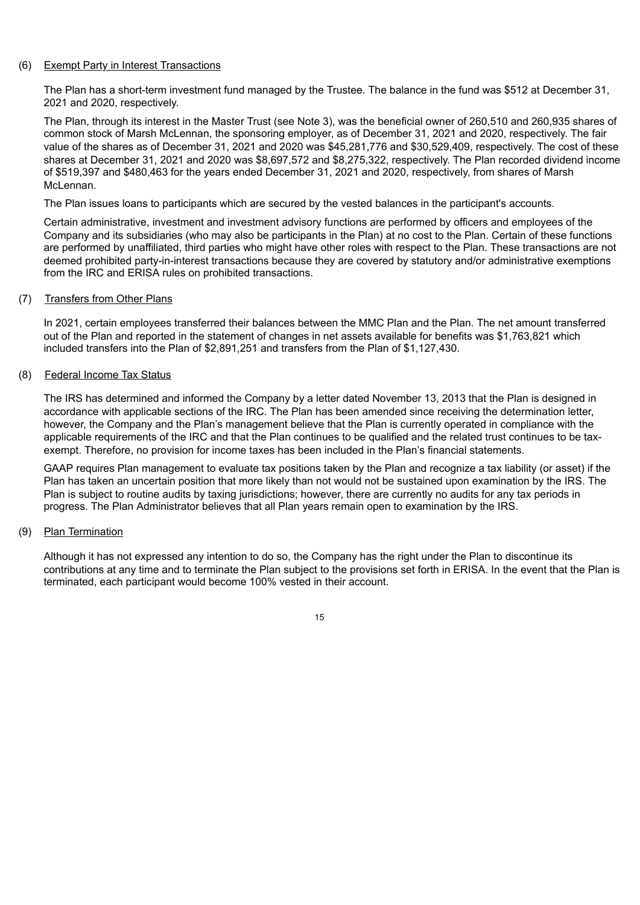## (6) Exempt Party in Interest Transactions

The Plan has a short-term investment fund managed by the Trustee. The balance in the fund was $512 at December 31, 2021 and 2020, respectively.

The Plan, through its interest in the Master Trust (see Note 3), was the beneficial owner of 260,510 and 260,935 shares of common stock of Marsh McLennan, the sponsoring employer, as of December 31, 2021 and 2020, respectively. The fair value of the shares as of December 31, 2021 and 2020 was $45,281,776 and $30,529,409, respectively. The cost of these shares at December 31, 2021 and 2020 was $8,697,572 and $8,275,322, respectively. The Plan recorded dividend income of $519,397 and $480,463 for the years ended December 31, 2021 and 2020, respectively, from shares of Marsh McLennan.

The Plan issues loans to participants which are secured by the vested balances in the participant's accounts.

Certain administrative, investment and investment advisory functions are performed by officers and employees of the Company and its subsidiaries (who may also be participants in the Plan) at no cost to the Plan. Certain of these functions are performed by unaffiliated, third parties who might have other roles with respect to the Plan. These transactions are not deemed prohibited party-in-interest transactions because they are covered by statutory and/or administrative exemptions from the IRC and ERISA rules on prohibited transactions.

## (7) Transfers from Other Plans

In 2021, certain employees transferred their balances between the MMC Plan and the Plan. The net amount transferred out of the Plan and reported in the statement of changes in net assets available for benefits was $1,763,821 which included transfers into the Plan of $2,891,251 and transfers from the Plan of $1,127,430.

## (8) Federal Income Tax Status

The IRS has determined and informed the Company by a letter dated November 13, 2013 that the Plan is designed in accordance with applicable sections of the IRC. The Plan has been amended since receiving the determination letter, however, the Company and the Plan's management believe that the Plan is currently operated in compliance with the applicable requirements of the IRC and that the Plan continues to be qualified and the related trust continues to be tax-exempt. Therefore, no provision for income taxes has been included in the Plan's financial statements.

GAAP requires Plan management to evaluate tax positions taken by the Plan and recognize a tax liability (or asset) if the Plan has taken an uncertain position that more likely than not would not be sustained upon examination by the IRS. The Plan is subject to routine audits by taxing jurisdictions; however, there are currently no audits for any tax periods in progress. The Plan Administrator believes that all Plan years remain open to examination by the IRS.

## (9) Plan Termination

Although it has not expressed any intention to do so, the Company has the right under the Plan to discontinue its contributions at any time and to terminate the Plan subject to the provisions set forth in ERISA. In the event that the Plan is terminated, each participant would become 100% vested in their account.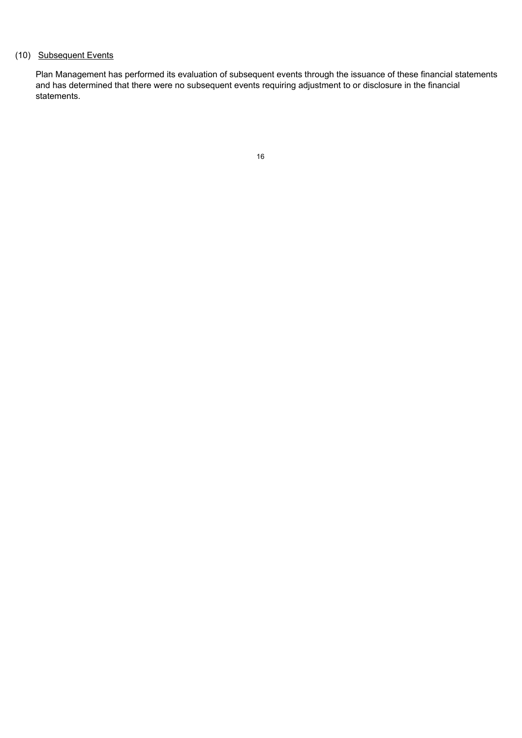## (10) Subsequent Events

Plan Management has performed its evaluation of subsequent events through the issuance of these financial statements and has determined that there were no subsequent events requiring adjustment to or disclosure in the financial statements.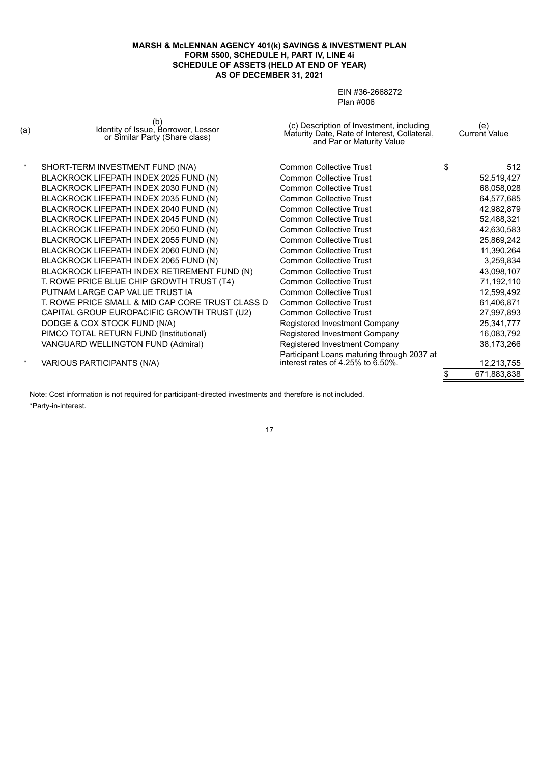**MARSH & McLENNAN AGENCY 401(k) SAVINGS & INVESTMENT PLAN**
**FORM 5500, SCHEDULE H, PART IV, LINE 4i**
**SCHEDULE OF ASSETS (HELD AT END OF YEAR)**
**AS OF DECEMBER 31, 2021**

EIN #36-2668272
Plan #006

| (a) | (b) Identity of Issue, Borrower, Lessor or Similar Party (Share class) | (c) Description of Investment, including Maturity Date, Rate of Interest, Collateral, and Par or Maturity Value | (e) Current Value |
|---|---|---|---|
| * | SHORT-TERM INVESTMENT FUND (N/A) | Common Collective Trust | $ 512 |
| | BLACKROCK LIFEPATH INDEX 2025 FUND (N) | Common Collective Trust | 52,519,427 |
| | BLACKROCK LIFEPATH INDEX 2030 FUND (N) | Common Collective Trust | 68,058,028 |
| | BLACKROCK LIFEPATH INDEX 2035 FUND (N) | Common Collective Trust | 64,577,685 |
| | BLACKROCK LIFEPATH INDEX 2040 FUND (N) | Common Collective Trust | 42,982,879 |
| | BLACKROCK LIFEPATH INDEX 2045 FUND (N) | Common Collective Trust | 52,488,321 |
| | BLACKROCK LIFEPATH INDEX 2050 FUND (N) | Common Collective Trust | 42,630,583 |
| | BLACKROCK LIFEPATH INDEX 2055 FUND (N) | Common Collective Trust | 25,869,242 |
| | BLACKROCK LIFEPATH INDEX 2060 FUND (N) | Common Collective Trust | 11,390,264 |
| | BLACKROCK LIFEPATH INDEX 2065 FUND (N) | Common Collective Trust | 3,259,834 |
| | BLACKROCK LIFEPATH INDEX RETIREMENT FUND (N) | Common Collective Trust | 43,098,107 |
| | T. ROWE PRICE BLUE CHIP GROWTH TRUST (T4) | Common Collective Trust | 71,192,110 |
| | PUTNAM LARGE CAP VALUE TRUST IA | Common Collective Trust | 12,599,492 |
| | T. ROWE PRICE SMALL & MID CAP CORE TRUST CLASS D | Common Collective Trust | 61,406,871 |
| | CAPITAL GROUP EUROPACIFIC GROWTH TRUST (U2) | Common Collective Trust | 27,997,893 |
| | DODGE & COX STOCK FUND (N/A) | Registered Investment Company | 25,341,777 |
| | PIMCO TOTAL RETURN FUND (Institutional) | Registered Investment Company | 16,083,792 |
| | VANGUARD WELLINGTON FUND (Admiral) | Registered Investment Company | 38,173,266 |
| * | VARIOUS PARTICIPANTS (N/A) | Participant Loans maturing through 2037 at interest rates of 4.25% to 6.50%. | 12,213,755 |
| | | | $ 671,883,838 |

Note: Cost information is not required for participant-directed investments and therefore is not included.

*Party-in-interest.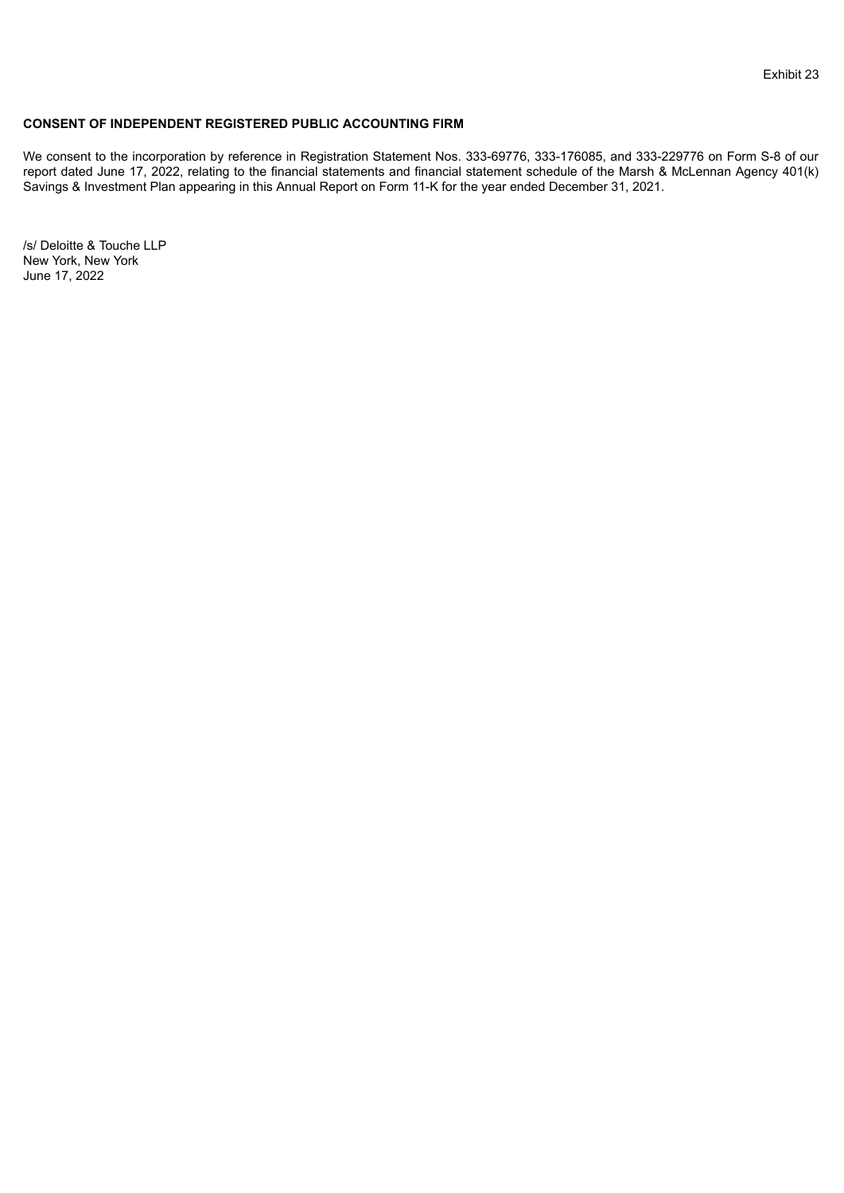Exhibit 23

**CONSENT OF INDEPENDENT REGISTERED PUBLIC ACCOUNTING FIRM**

We consent to the incorporation by reference in Registration Statement Nos. 333-69776, 333-176085, and 333-229776 on Form S-8 of our report dated June 17, 2022, relating to the financial statements and financial statement schedule of the Marsh & McLennan Agency 401(k) Savings & Investment Plan appearing in this Annual Report on Form 11-K for the year ended December 31, 2021.

/s/ Deloitte & Touche LLP
New York, New York
June 17, 2022